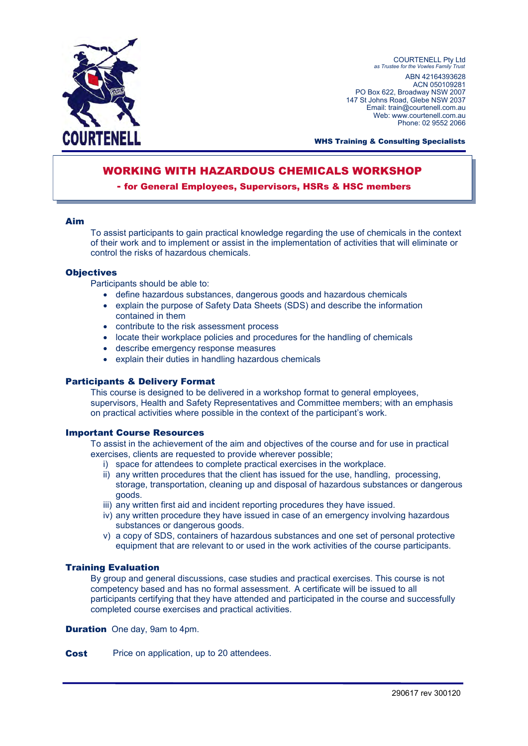COURTENELL

COURTENELL Pty Ltd
*as Trustee for the Vowles Family Trust*

ABN 42164393628
ACN 050109281
PO Box 622, Broadway NSW 2007
147 St Johns Road, Glebe NSW 2037
Email: train@courtenell.com.au
Web: www.courtenell.com.au
Phone: 02 9552 2066

**WHS Training & Consulting Specialists**

# WORKING WITH HAZARDOUS CHEMICALS WORKSHOP

## - for General Employees, Supervisors, HSRs & HSC members

### Aim

To assist participants to gain practical knowledge regarding the use of chemicals in the context of their work and to implement or assist in the implementation of activities that will eliminate or control the risks of hazardous chemicals.

### Objectives

Participants should be able to:

- define hazardous substances, dangerous goods and hazardous chemicals
- explain the purpose of Safety Data Sheets (SDS) and describe the information contained in them
- contribute to the risk assessment process
- locate their workplace policies and procedures for the handling of chemicals
- describe emergency response measures
- explain their duties in handling hazardous chemicals

### Participants & Delivery Format

This course is designed to be delivered in a workshop format to general employees, supervisors, Health and Safety Representatives and Committee members; with an emphasis on practical activities where possible in the context of the participant's work.

### Important Course Resources

To assist in the achievement of the aim and objectives of the course and for use in practical exercises, clients are requested to provide wherever possible;

i) space for attendees to complete practical exercises in the workplace.
ii) any written procedures that the client has issued for the use, handling, processing, storage, transportation, cleaning up and disposal of hazardous substances or dangerous goods.
iii) any written first aid and incident reporting procedures they have issued.
iv) any written procedure they have issued in case of an emergency involving hazardous substances or dangerous goods.
v) a copy of SDS, containers of hazardous substances and one set of personal protective equipment that are relevant to or used in the work activities of the course participants.

### Training Evaluation

By group and general discussions, case studies and practical exercises. This course is not competency based and has no formal assessment. A certificate will be issued to all participants certifying that they have attended and participated in the course and successfully completed course exercises and practical activities.

**Duration** One day, 9am to 4pm.

**Cost** Price on application, up to 20 attendees.

290617 rev 300120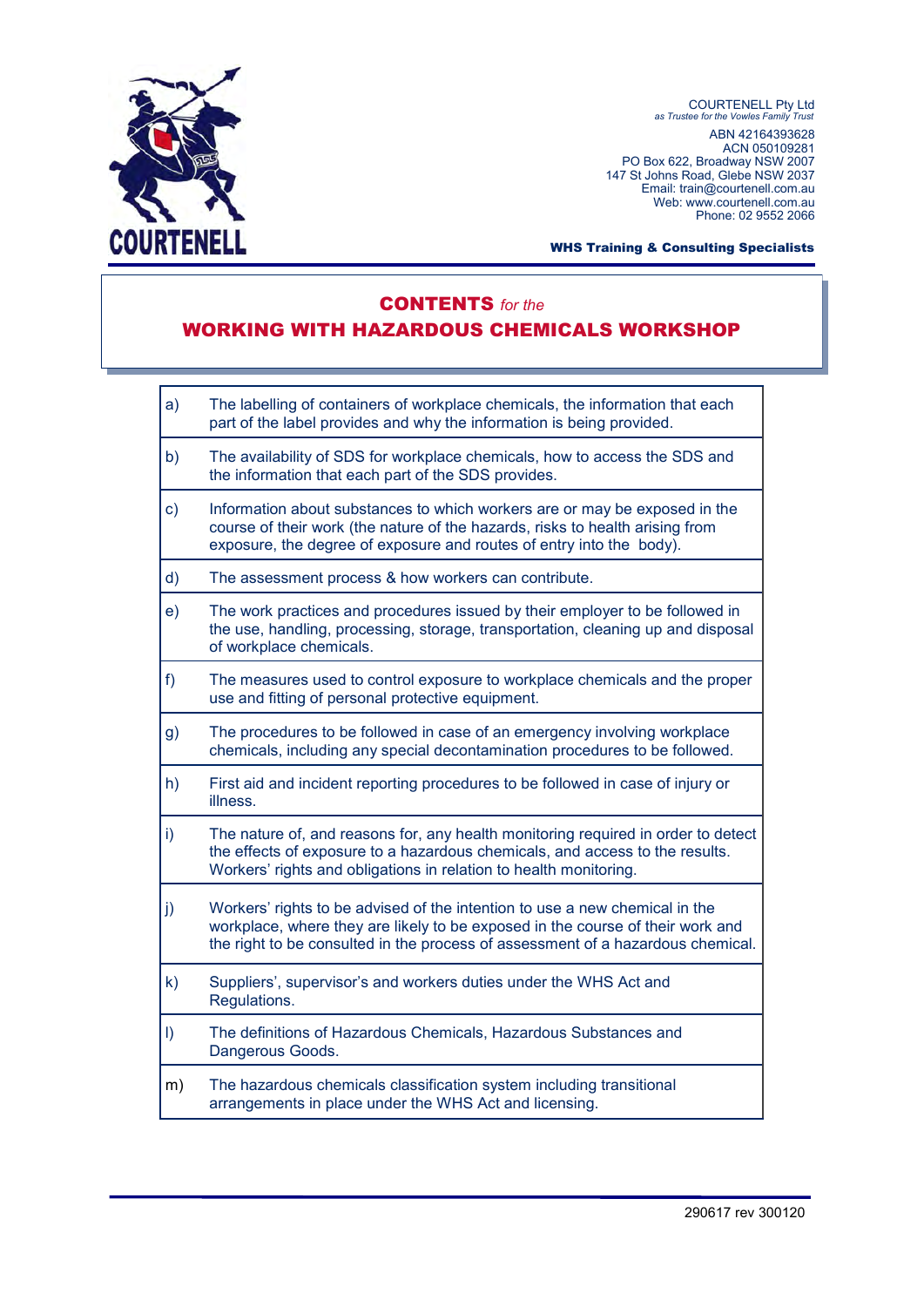COURTENELL

COURTENELL Pty Ltd
*as Trustee for the Vowles Family Trust*

ABN 42164393628
ACN 050109281
PO Box 622, Broadway NSW 2007
147 St Johns Road, Glebe NSW 2037
Email: train@courtenell.com.au
Web: www.courtenell.com.au
Phone: 02 9552 2066

**WHS Training & Consulting Specialists**

# CONTENTS *for the* WORKING WITH HAZARDOUS CHEMICALS WORKSHOP

| | |
|---|---|
| a) | The labelling of containers of workplace chemicals, the information that each part of the label provides and why the information is being provided. |
| b) | The availability of SDS for workplace chemicals, how to access the SDS and the information that each part of the SDS provides. |
| c) | Information about substances to which workers are or may be exposed in the course of their work (the nature of the hazards, risks to health arising from exposure, the degree of exposure and routes of entry into the body). |
| d) | The assessment process & how workers can contribute. |
| e) | The work practices and procedures issued by their employer to be followed in the use, handling, processing, storage, transportation, cleaning up and disposal of workplace chemicals. |
| f) | The measures used to control exposure to workplace chemicals and the proper use and fitting of personal protective equipment. |
| g) | The procedures to be followed in case of an emergency involving workplace chemicals, including any special decontamination procedures to be followed. |
| h) | First aid and incident reporting procedures to be followed in case of injury or illness. |
| i) | The nature of, and reasons for, any health monitoring required in order to detect the effects of exposure to a hazardous chemicals, and access to the results. Workers' rights and obligations in relation to health monitoring. |
| j) | Workers' rights to be advised of the intention to use a new chemical in the workplace, where they are likely to be exposed in the course of their work and the right to be consulted in the process of assessment of a hazardous chemical. |
| k) | Suppliers', supervisor's and workers duties under the WHS Act and Regulations. |
| l) | The definitions of Hazardous Chemicals, Hazardous Substances and Dangerous Goods. |
| m) | The hazardous chemicals classification system including transitional arrangements in place under the WHS Act and licensing. |

290617 rev 300120